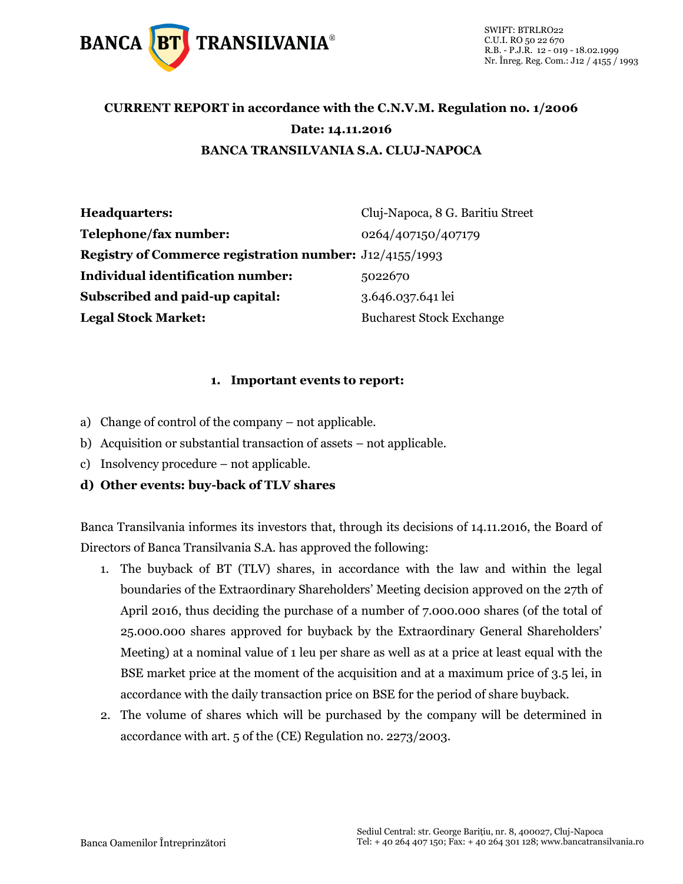BANCA BT TRANSILVANIA®

SWIFT: BTRLRO22
C.U.I. RO 50 22 670
R.B. - P.J.R. 12 - 019 - 18.02.1999
Nr. Înreg. Reg. Com.: J12 / 4155 / 1993

**CURRENT REPORT in accordance with the C.N.V.M. Regulation no. 1/2006**

**Date: 14.11.2016**

**BANCA TRANSILVANIA S.A. CLUJ-NAPOCA**

| | |
|---|---|
| **Headquarters:** | Cluj-Napoca, 8 G. Baritiu Street |
| **Telephone/fax number:** | 0264/407150/407179 |
| **Registry of Commerce registration number:** | J12/4155/1993 |
| **Individual identification number:** | 5022670 |
| **Subscribed and paid-up capital:** | 3.646.037.641 lei |
| **Legal Stock Market:** | Bucharest Stock Exchange |

## 1. Important events to report:

a) Change of control of the company – not applicable.

b) Acquisition or substantial transaction of assets – not applicable.

c) Insolvency procedure – not applicable.

**d) Other events: buy-back of TLV shares**

Banca Transilvania informes its investors that, through its decisions of 14.11.2016, the Board of Directors of Banca Transilvania S.A. has approved the following:

1. The buyback of BT (TLV) shares, in accordance with the law and within the legal boundaries of the Extraordinary Shareholders' Meeting decision approved on the 27th of April 2016, thus deciding the purchase of a number of 7.000.000 shares (of the total of 25.000.000 shares approved for buyback by the Extraordinary General Shareholders' Meeting) at a nominal value of 1 leu per share as well as at a price at least equal with the BSE market price at the moment of the acquisition and at a maximum price of 3.5 lei, in accordance with the daily transaction price on BSE for the period of share buyback.
2. The volume of shares which will be purchased by the company will be determined in accordance with art. 5 of the (CE) Regulation no. 2273/2003.

Banca Oamenilor Întreprinzători

Sediul Central: str. George Bariţiu, nr. 8, 400027, Cluj-Napoca
Tel: + 40 264 407 150; Fax: + 40 264 301 128; www.bancatransilvania.ro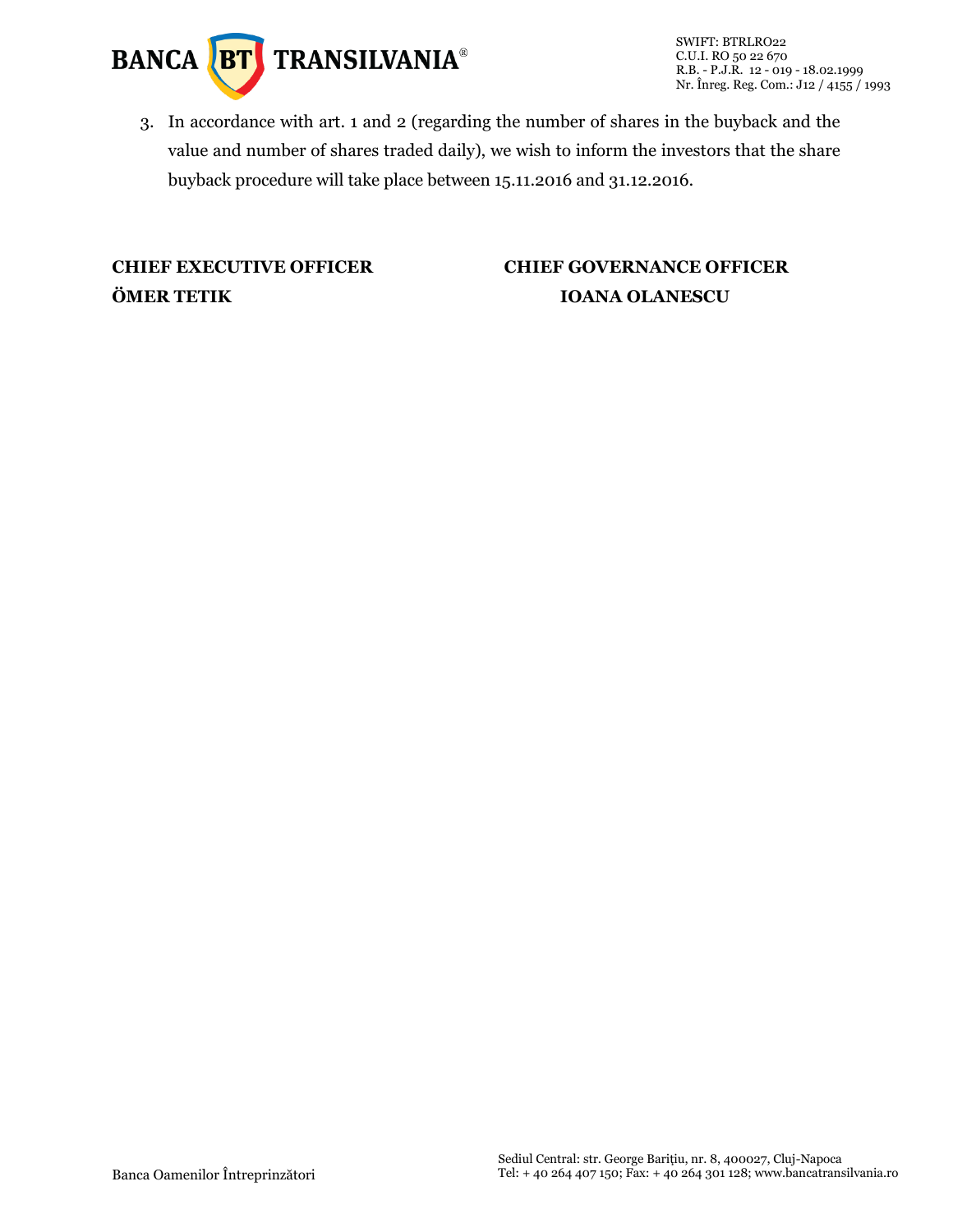3. In accordance with art. 1 and 2 (regarding the number of shares in the buyback and the value and number of shares traded daily), we wish to inform the investors that the share buyback procedure will take place between 15.11.2016 and 31.12.2016.

| | |
|---|---|
| **CHIEF EXECUTIVE OFFICER** | **CHIEF GOVERNANCE OFFICER** |
| **ÖMER TETIK** | **IOANA OLANESCU** |